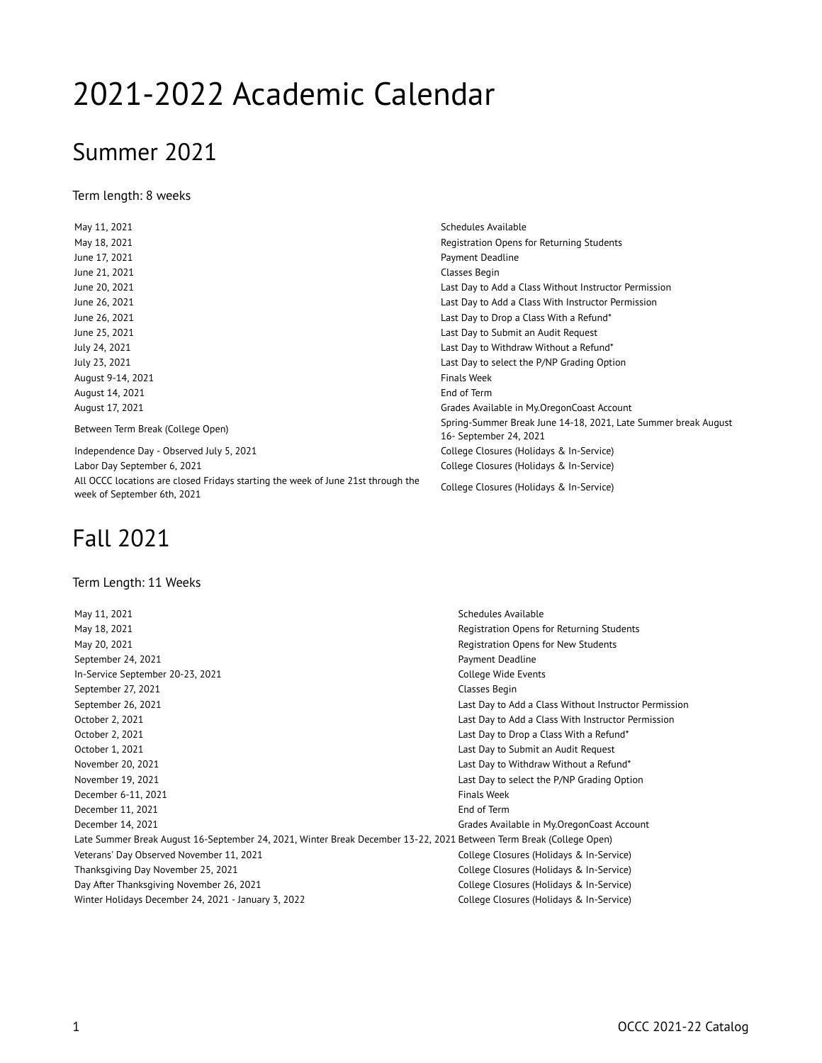# 2021-2022 Academic Calendar

## Summer 2021

Term length: 8 weeks

| | |
|---|---|
| May 11, 2021 | Schedules Available |
| May 18, 2021 | Registration Opens for Returning Students |
| June 17, 2021 | Payment Deadline |
| June 21, 2021 | Classes Begin |
| June 20, 2021 | Last Day to Add a Class Without Instructor Permission |
| June 26, 2021 | Last Day to Add a Class With Instructor Permission |
| June 26, 2021 | Last Day to Drop a Class With a Refund* |
| June 25, 2021 | Last Day to Submit an Audit Request |
| July 24, 2021 | Last Day to Withdraw Without a Refund* |
| July 23, 2021 | Last Day to select the P/NP Grading Option |
| August 9-14, 2021 | Finals Week |
| August 14, 2021 | End of Term |
| August 17, 2021 | Grades Available in My.OregonCoast Account |
| Between Term Break (College Open) | Spring-Summer Break June 14-18, 2021, Late Summer break August 16- September 24, 2021 |
| Independence Day - Observed July 5, 2021 | College Closures (Holidays & In-Service) |
| Labor Day September 6, 2021 | College Closures (Holidays & In-Service) |
| All OCCC locations are closed Fridays starting the week of June 21st through the week of September 6th, 2021 | College Closures (Holidays & In-Service) |

## Fall 2021

Term Length: 11 Weeks

| | |
|---|---|
| May 11, 2021 | Schedules Available |
| May 18, 2021 | Registration Opens for Returning Students |
| May 20, 2021 | Registration Opens for New Students |
| September 24, 2021 | Payment Deadline |
| In-Service September 20-23, 2021 | College Wide Events |
| September 27, 2021 | Classes Begin |
| September 26, 2021 | Last Day to Add a Class Without Instructor Permission |
| October 2, 2021 | Last Day to Add a Class With Instructor Permission |
| October 2, 2021 | Last Day to Drop a Class With a Refund* |
| October 1, 2021 | Last Day to Submit an Audit Request |
| November 20, 2021 | Last Day to Withdraw Without a Refund* |
| November 19, 2021 | Last Day to select the P/NP Grading Option |
| December 6-11, 2021 | Finals Week |
| December 11, 2021 | End of Term |
| December 14, 2021 | Grades Available in My.OregonCoast Account |
| Late Summer Break August 16-September 24, 2021, Winter Break December 13-22, 2021 | Between Term Break (College Open) |
| Veterans' Day Observed November 11, 2021 | College Closures (Holidays & In-Service) |
| Thanksgiving Day November 25, 2021 | College Closures (Holidays & In-Service) |
| Day After Thanksgiving November 26, 2021 | College Closures (Holidays & In-Service) |
| Winter Holidays December 24, 2021 - January 3, 2022 | College Closures (Holidays & In-Service) |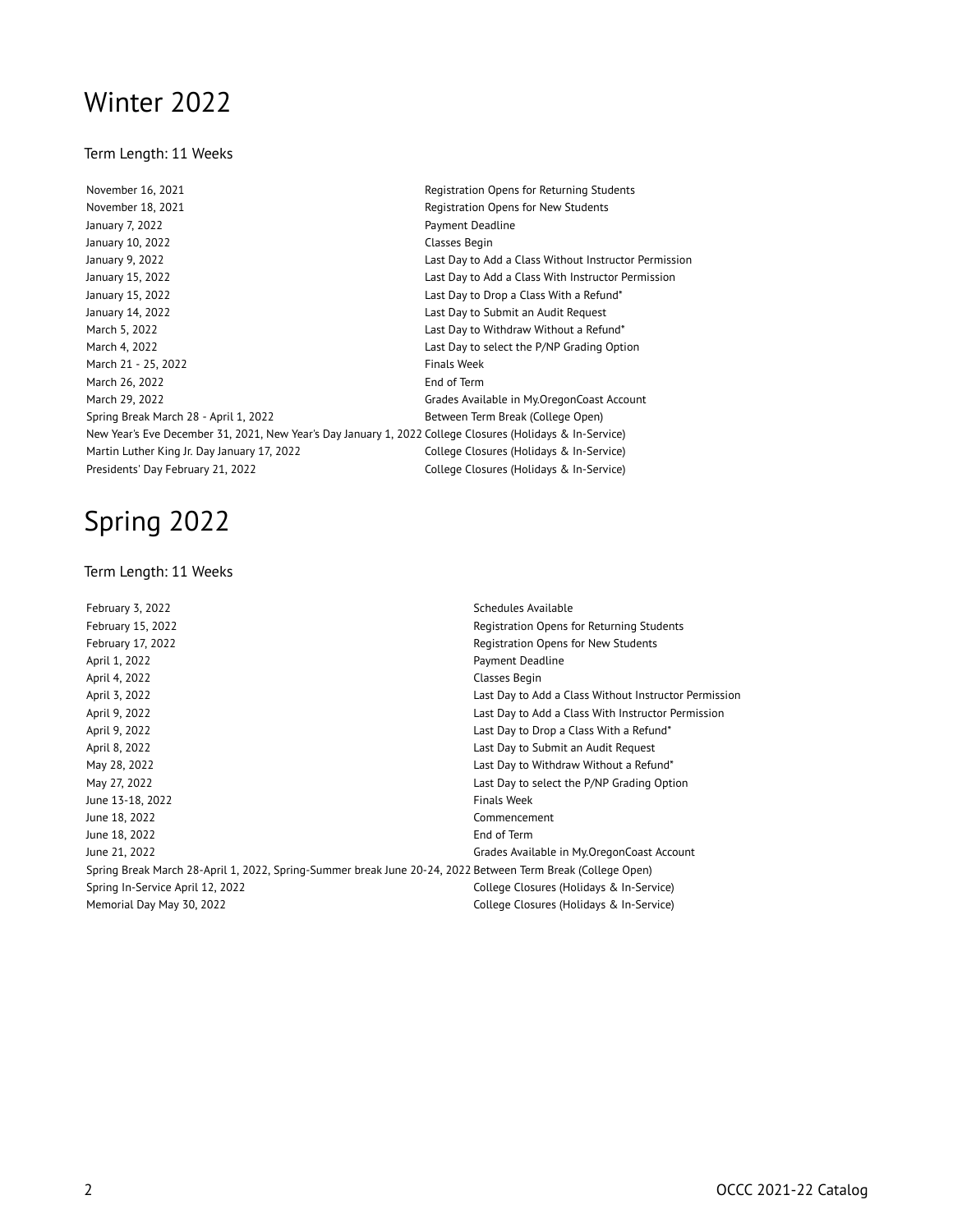# Winter 2022

Term Length: 11 Weeks

| | |
|---|---|
| November 16, 2021 | Registration Opens for Returning Students |
| November 18, 2021 | Registration Opens for New Students |
| January 7, 2022 | Payment Deadline |
| January 10, 2022 | Classes Begin |
| January 9, 2022 | Last Day to Add a Class Without Instructor Permission |
| January 15, 2022 | Last Day to Add a Class With Instructor Permission |
| January 15, 2022 | Last Day to Drop a Class With a Refund* |
| January 14, 2022 | Last Day to Submit an Audit Request |
| March 5, 2022 | Last Day to Withdraw Without a Refund* |
| March 4, 2022 | Last Day to select the P/NP Grading Option |
| March 21 - 25, 2022 | Finals Week |
| March 26, 2022 | End of Term |
| March 29, 2022 | Grades Available in My.OregonCoast Account |
| Spring Break March 28 - April 1, 2022 | Between Term Break (College Open) |
| New Year's Eve December 31, 2021, New Year's Day January 1, 2022 | College Closures (Holidays & In-Service) |
| Martin Luther King Jr. Day January 17, 2022 | College Closures (Holidays & In-Service) |
| Presidents' Day February 21, 2022 | College Closures (Holidays & In-Service) |

# Spring 2022

Term Length: 11 Weeks

| | |
|---|---|
| February 3, 2022 | Schedules Available |
| February 15, 2022 | Registration Opens for Returning Students |
| February 17, 2022 | Registration Opens for New Students |
| April 1, 2022 | Payment Deadline |
| April 4, 2022 | Classes Begin |
| April 3, 2022 | Last Day to Add a Class Without Instructor Permission |
| April 9, 2022 | Last Day to Add a Class With Instructor Permission |
| April 9, 2022 | Last Day to Drop a Class With a Refund* |
| April 8, 2022 | Last Day to Submit an Audit Request |
| May 28, 2022 | Last Day to Withdraw Without a Refund* |
| May 27, 2022 | Last Day to select the P/NP Grading Option |
| June 13-18, 2022 | Finals Week |
| June 18, 2022 | Commencement |
| June 18, 2022 | End of Term |
| June 21, 2022 | Grades Available in My.OregonCoast Account |
| Spring Break March 28-April 1, 2022, Spring-Summer break June 20-24, 2022 | Between Term Break (College Open) |
| Spring In-Service April 12, 2022 | College Closures (Holidays & In-Service) |
| Memorial Day May 30, 2022 | College Closures (Holidays & In-Service) |